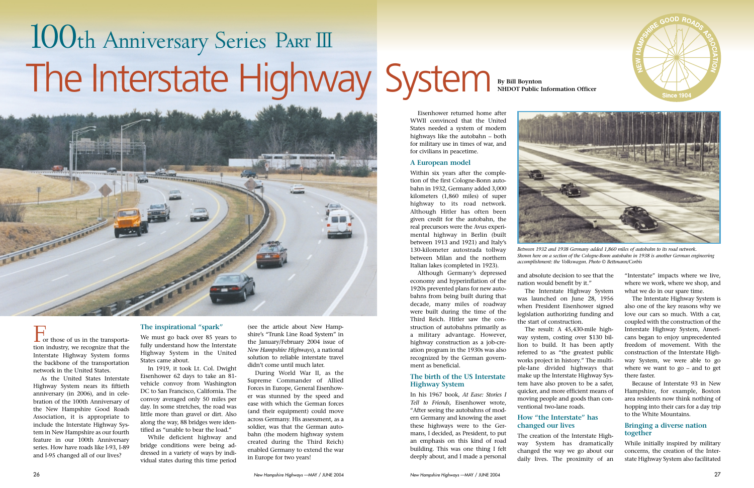# 100th Anniversary Series Part III

# The Interstate Highway System

**By Bill Boynton**
**NHDOT Public Information Officer**

For those of us in the transportation industry, we recognize that the Interstate Highway System forms the backbone of the transportation network in the United States.

As the United States Interstate Highway System nears its fiftieth anniversary (in 2006), and in celebration of the 100th Anniversary of the New Hampshire Good Roads Association, it is appropriate to include the Interstate Highway System in New Hampshire as our fourth feature in our 100th Anniversary series. How have roads like I-93, I-89 and I-95 changed all of our lives?

## The inspirational "spark"

We must go back over 85 years to fully understand how the Interstate Highway System in the United States came about.

In 1919, it took Lt. Col. Dwight Eisenhower 62 days to take an 81-vehicle convoy from Washington DC to San Francisco, California. The convoy averaged only 50 miles per day. In some stretches, the road was little more than gravel or dirt. Also along the way, 88 bridges were identified as "unable to bear the load."

While deficient highway and bridge conditions were being addressed in a variety of ways by individual states during this time period (see the article about New Hampshire's "Trunk Line Road System" in the January/February 2004 issue of *New Hampshire Highways*), a national solution to reliable interstate travel didn't come until much later.

During World War II, as the Supreme Commander of Allied Forces in Europe, General Eisenhower was stunned by the speed and ease with which the German forces (and their equipment) could move across Germany. His assessment, as a soldier, was that the German autobahn (the modern highway system created during the Third Reich) enabled Germany to extend the war in Europe for two years!

Eisenhower returned home after WWII convinced that the United States needed a system of modern highways like the autobahn – both for military use in times of war, and for civilians in peacetime.

## A European model

Within six years after the completion of the first Cologne-Bonn autobahn in 1932, Germany added 3,000 kilometers (1,860 miles) of super highway to its road network. Although Hitler has often been given credit for the autobahn, the real precursors were the Avus experimental highway in Berlin (built between 1913 and 1921) and Italy's 130-kilometer autostrada tollway between Milan and the northern Italian lakes (completed in 1923).

Although Germany's depressed economy and hyperinflation of the 1920s prevented plans for new autobahns from being built during that decade, many miles of roadway were built during the time of the Third Reich. Hitler saw the construction of autobahns primarily as a military advantage. However, highway construction as a job-creation program in the 1930s was also recognized by the German government as beneficial.

*Between 1932 and 1938 Germany added 1,860 miles of autobahn to its road network. Shown here on a section of the Cologne-Bonn autobahn in 1938 is another German engineering accomplishment: the Volkswagon. Photo © Bettmann/Corbis*

## The birth of the US Interstate Highway System

In his 1967 book, *At Ease: Stories I Tell to Friends*, Eisenhower wrote, "After seeing the autobahns of modern Germany and knowing the asset these highways were to the Germans, I decided, as President, to put an emphasis on this kind of road building. This was one thing I felt deeply about, and I made a personal and absolute decision to see that the nation would benefit by it."

The Interstate Highway System was launched on June 28, 1956 when President Eisenhower signed legislation authorizing funding and the start of construction.

The result: A 45,430-mile highway system, costing over $130 billion to build. It has been aptly referred to as "the greatest public works project in history." The multiple-lane divided highways that make up the Interstate Highway System have also proven to be a safer, quicker, and more efficient means of moving people and goods than conventional two-lane roads.

## How "the Interstate" has changed our lives

The creation of the Interstate Highway System has dramatically changed the way we go about our daily lives. The proximity of an "Interstate" impacts where we live, where we work, where we shop, and what we do in our spare time.

The Interstate Highway System is also one of the key reasons why we love our cars so much. With a car, coupled with the construction of the Interstate Highway System, Americans began to enjoy unprecedented freedom of movement. With the construction of the Interstate Highway System, we were able to go where we want to go – and to get there faster.

Because of Interstate 93 in New Hampshire, for example, Boston area residents now think nothing of hopping into their cars for a day trip to the White Mountains.

## Bringing a diverse nation together

While initially inspired by military concerns, the creation of the Interstate Highway System also facilitated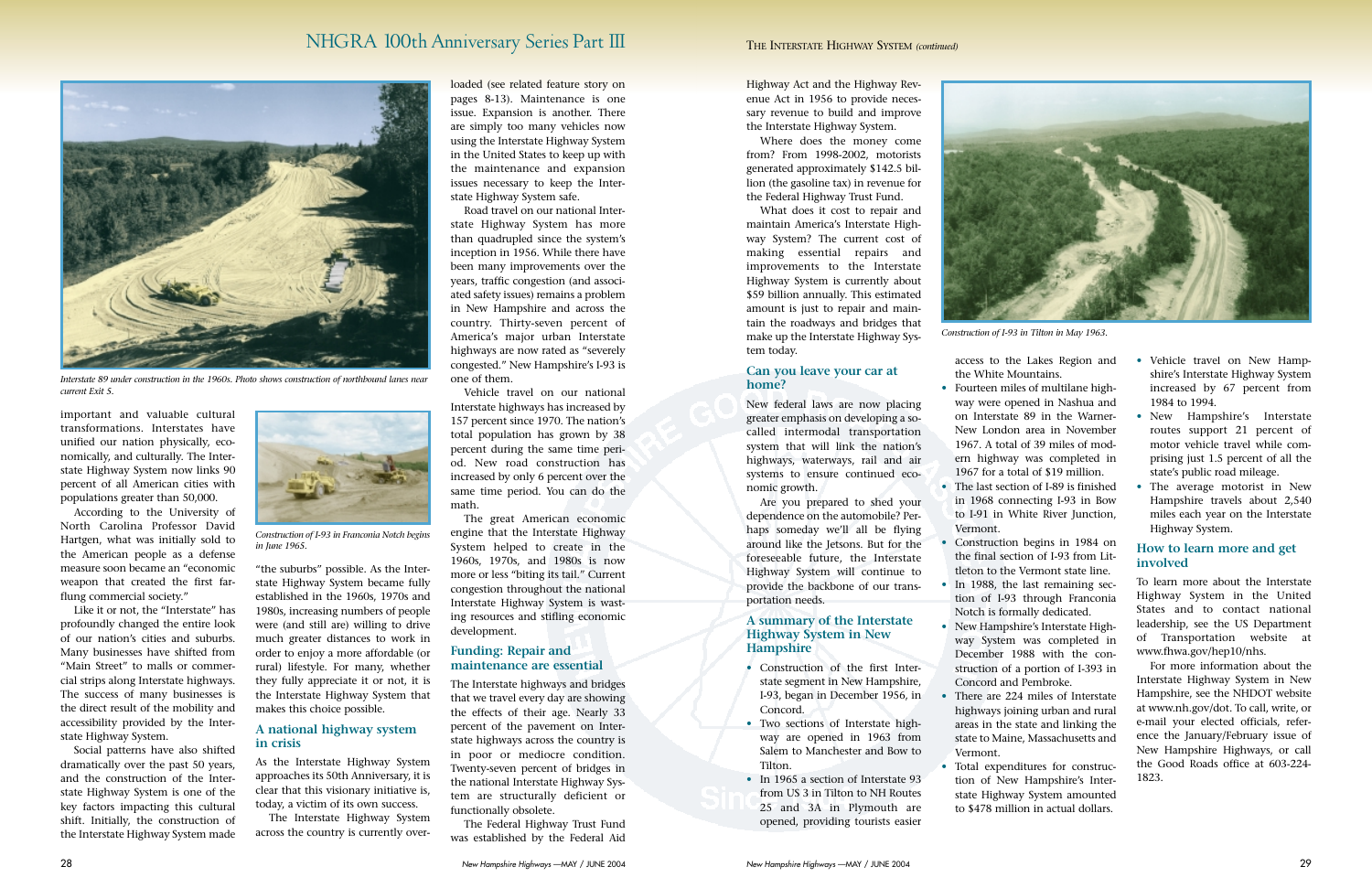Interstate 89 under construction in the 1960s. Photo shows construction of northbound lanes near current Exit 5.

important and valuable cultural transformations. Interstates have unified our nation physically, economically, and culturally. The Interstate Highway System now links 90 percent of all American cities with populations greater than 50,000.

According to the University of North Carolina Professor David Hartgen, what was initially sold to the American people as a defense measure soon became an "economic weapon that created the first far-flung commercial society."

Like it or not, the "Interstate" has profoundly changed the entire look of our nation's cities and suburbs. Many businesses have shifted from "Main Street" to malls or commercial strips along Interstate highways. The success of many businesses is the direct result of the mobility and accessibility provided by the Interstate Highway System.

Social patterns have also shifted dramatically over the past 50 years, and the construction of the Interstate Highway System is one of the key factors impacting this cultural shift. Initially, the construction of the Interstate Highway System made "the suburbs" possible. As the Interstate Highway System became fully established in the 1960s, 1970s and 1980s, increasing numbers of people were (and still are) willing to drive much greater distances to work in order to enjoy a more affordable (or rural) lifestyle. For many, whether they fully appreciate it or not, it is the Interstate Highway System that makes this choice possible.

Construction of I-93 in Franconia Notch begins in June 1965.

## A national highway system in crisis

As the Interstate Highway System approaches its 50th Anniversary, it is clear that this visionary initiative is, today, a victim of its own success.

The Interstate Highway System across the country is currently overloaded (see related feature story on pages 8-13). Maintenance is one issue. Expansion is another. There are simply too many vehicles now using the Interstate Highway System in the United States to keep up with the maintenance and expansion issues necessary to keep the Interstate Highway System safe.

Road travel on our national Interstate Highway System has more than quadrupled since the system's inception in 1956. While there have been many improvements over the years, traffic congestion (and associated safety issues) remains a problem in New Hampshire and across the country. Thirty-seven percent of America's major urban Interstate highways are now rated as "severely congested." New Hampshire's I-93 is one of them.

Vehicle travel on our national Interstate highways has increased by 157 percent since 1970. The nation's total population has grown by 38 percent during the same time period. New road construction has increased by only 6 percent over the same time period. You can do the math.

The great American economic engine that the Interstate Highway System helped to create in the 1960s, 1970s, and 1980s is now more or less "biting its tail." Current congestion throughout the national Interstate Highway System is wasting resources and stifling economic development.

## Funding: Repair and maintenance are essential

The Interstate highways and bridges that we travel every day are showing the effects of their age. Nearly 33 percent of the pavement on Interstate highways across the country is in poor or mediocre condition. Twenty-seven percent of bridges in the national Interstate Highway System are structurally deficient or functionally obsolete.

The Federal Highway Trust Fund was established by the Federal Aid Highway Act and the Highway Revenue Act in 1956 to provide necessary revenue to build and improve the Interstate Highway System.

Where does the money come from? From 1998-2002, motorists generated approximately $142.5 billion (the gasoline tax) in revenue for the Federal Highway Trust Fund.

What does it cost to repair and maintain America's Interstate Highway System? The current cost of making essential repairs and improvements to the Interstate Highway System is currently about $59 billion annually. This estimated amount is just to repair and maintain the roadways and bridges that make up the Interstate Highway System today.

## Can you leave your car at home?

New federal laws are now placing greater emphasis on developing a so-called intermodal transportation system that will link the nation's highways, waterways, rail and air systems to ensure continued economic growth.

Are you prepared to shed your dependence on the automobile? Perhaps someday we'll all be flying around like the Jetsons. But for the foreseeable future, the Interstate Highway System will continue to provide the backbone of our transportation needs.

## A summary of the Interstate Highway System in New Hampshire

Construction of I-93 in Tilton in May 1963.

- Construction of the first Interstate segment in New Hampshire, I-93, began in December 1956, in Concord.
- Two sections of Interstate highway are opened in 1963 from Salem to Manchester and Bow to Tilton.
- In 1965 a section of Interstate 93 from US 3 in Tilton to NH Routes 25 and 3A in Plymouth are opened, providing tourists easier access to the Lakes Region and the White Mountains.
- Fourteen miles of multilane highway were opened in Nashua and on Interstate 89 in the Warner-New London area in November 1967. A total of 39 miles of modern highway was completed in 1967 for a total of $19 million.
- The last section of I-89 is finished in 1968 connecting I-93 in Bow to I-91 in White River Junction, Vermont.
- Construction begins in 1984 on the final section of I-93 from Littleton to the Vermont state line.
- In 1988, the last remaining section of I-93 through Franconia Notch is formally dedicated.
- New Hampshire's Interstate Highway System was completed in December 1988 with the construction of a portion of I-393 in Concord and Pembroke.
- There are 224 miles of Interstate highways joining urban and rural areas in the state and linking the state to Maine, Massachusetts and Vermont.
- Total expenditures for construction of New Hampshire's Interstate Highway System amounted to $478 million in actual dollars.
- Vehicle travel on New Hampshire's Interstate Highway System increased by 67 percent from 1984 to 1994.
- New Hampshire's Interstate routes support 21 percent of motor vehicle travel while comprising just 1.5 percent of all the state's public road mileage.
- The average motorist in New Hampshire travels about 2,540 miles each year on the Interstate Highway System.

## How to learn more and get involved

To learn more about the Interstate Highway System in the United States and to contact national leadership, see the US Department of Transportation website at www.fhwa.gov/hep10/nhs.

For more information about the Interstate Highway System in New Hampshire, see the NHDOT website at www.nh.gov/dot. To call, write, or e-mail your elected officials, reference the January/February issue of New Hampshire Highways, or call the Good Roads office at 603-224-1823.